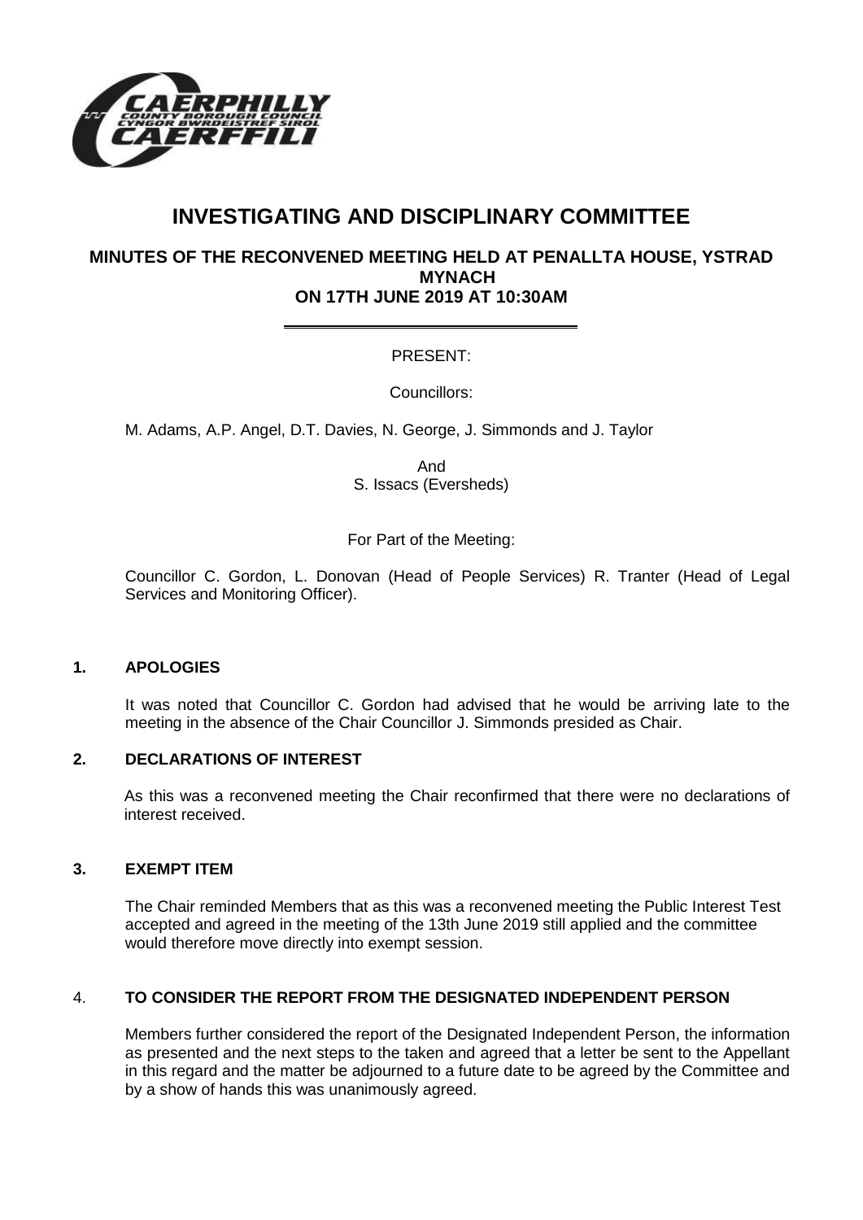# INVESTIGATING AND DISCIPLINARY COMMITTEE

## MINUTES OF THE RECONVENED MEETING HELD AT PENALLTA HOUSE, YSTRAD MYNACH ON 17TH JUNE 2019 AT 10:30AM

PRESENT:

Councillors:

M. Adams, A.P. Angel, D.T. Davies, N. George, J. Simmonds and J. Taylor

And
S. Issacs (Eversheds)

For Part of the Meeting:

Councillor C. Gordon, L. Donovan (Head of People Services) R. Tranter (Head of Legal Services and Monitoring Officer).

### 1. APOLOGIES

It was noted that Councillor C. Gordon had advised that he would be arriving late to the meeting in the absence of the Chair Councillor J. Simmonds presided as Chair.

### 2. DECLARATIONS OF INTEREST

As this was a reconvened meeting the Chair reconfirmed that there were no declarations of interest received.

### 3. EXEMPT ITEM

The Chair reminded Members that as this was a reconvened meeting the Public Interest Test accepted and agreed in the meeting of the 13th June 2019 still applied and the committee would therefore move directly into exempt session.

### 4. TO CONSIDER THE REPORT FROM THE DESIGNATED INDEPENDENT PERSON

Members further considered the report of the Designated Independent Person, the information as presented and the next steps to the taken and agreed that a letter be sent to the Appellant in this regard and the matter be adjourned to a future date to be agreed by the Committee and by a show of hands this was unanimously agreed.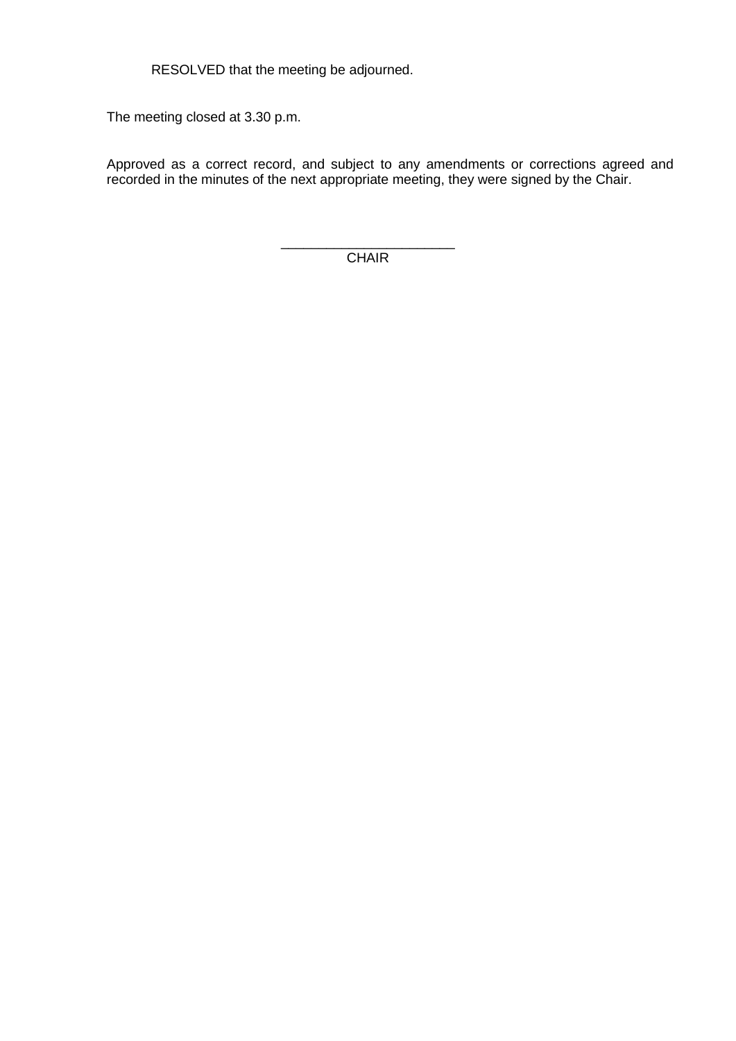RESOLVED that the meeting be adjourned.

The meeting closed at 3.30 p.m.

Approved as a correct record, and subject to any amendments or corrections agreed and recorded in the minutes of the next appropriate meeting, they were signed by the Chair.

_______________________
CHAIR